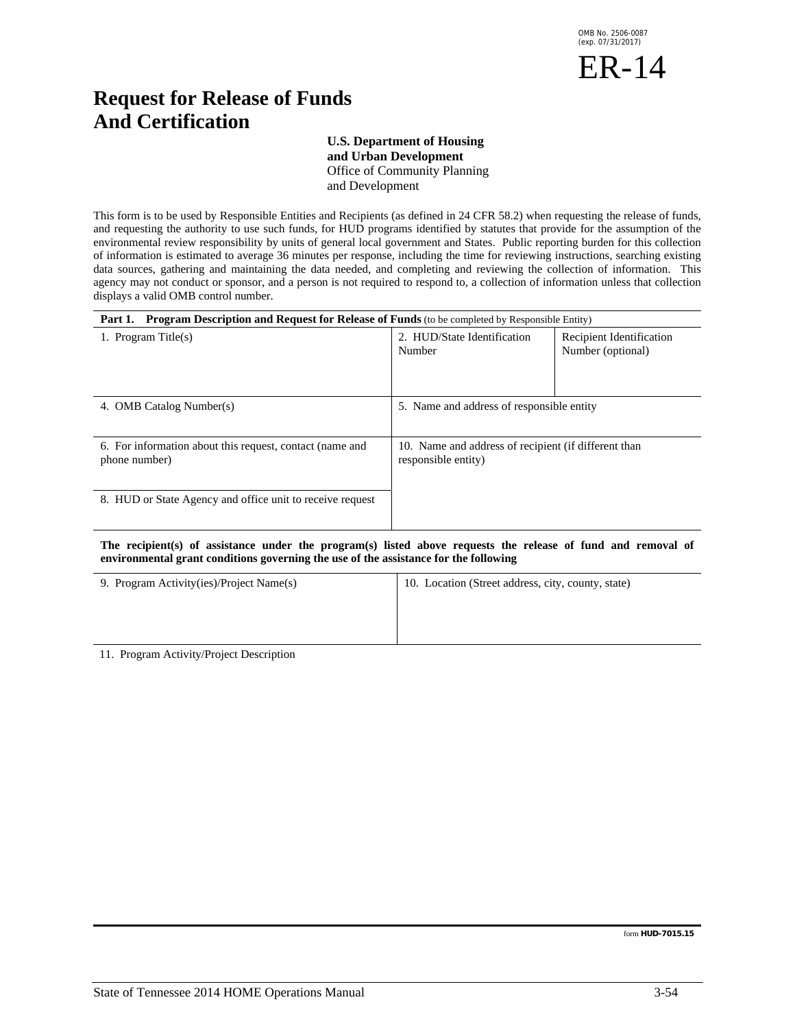OMB No. 2506-0087
(exp. 07/31/2017)

ER-14

# Request for Release of Funds And Certification

**U.S. Department of Housing and Urban Development**
Office of Community Planning and Development

This form is to be used by Responsible Entities and Recipients (as defined in 24 CFR 58.2) when requesting the release of funds, and requesting the authority to use such funds, for HUD programs identified by statutes that provide for the assumption of the environmental review responsibility by units of general local government and States. Public reporting burden for this collection of information is estimated to average 36 minutes per response, including the time for reviewing instructions, searching existing data sources, gathering and maintaining the data needed, and completing and reviewing the collection of information. This agency may not conduct or sponsor, and a person is not required to respond to, a collection of information unless that collection displays a valid OMB control number.

**Part 1. Program Description and Request for Release of Funds** (to be completed by Responsible Entity)

| 1. Program Title(s) | 2. HUD/State Identification Number | Recipient Identification Number (optional) |
|---|---|---|
| 4. OMB Catalog Number(s) | 5. Name and address of responsible entity | |
| 6. For information about this request, contact (name and phone number) | 10. Name and address of recipient (if different than responsible entity) | |
| 8. HUD or State Agency and office unit to receive request | | |

**The recipient(s) of assistance under the program(s) listed above requests the release of fund and removal of environmental grant conditions governing the use of the assistance for the following**

| 9. Program Activity(ies)/Project Name(s) | 10. Location (Street address, city, county, state) |
|---|---|

11. Program Activity/Project Description

form **HUD-7015.15**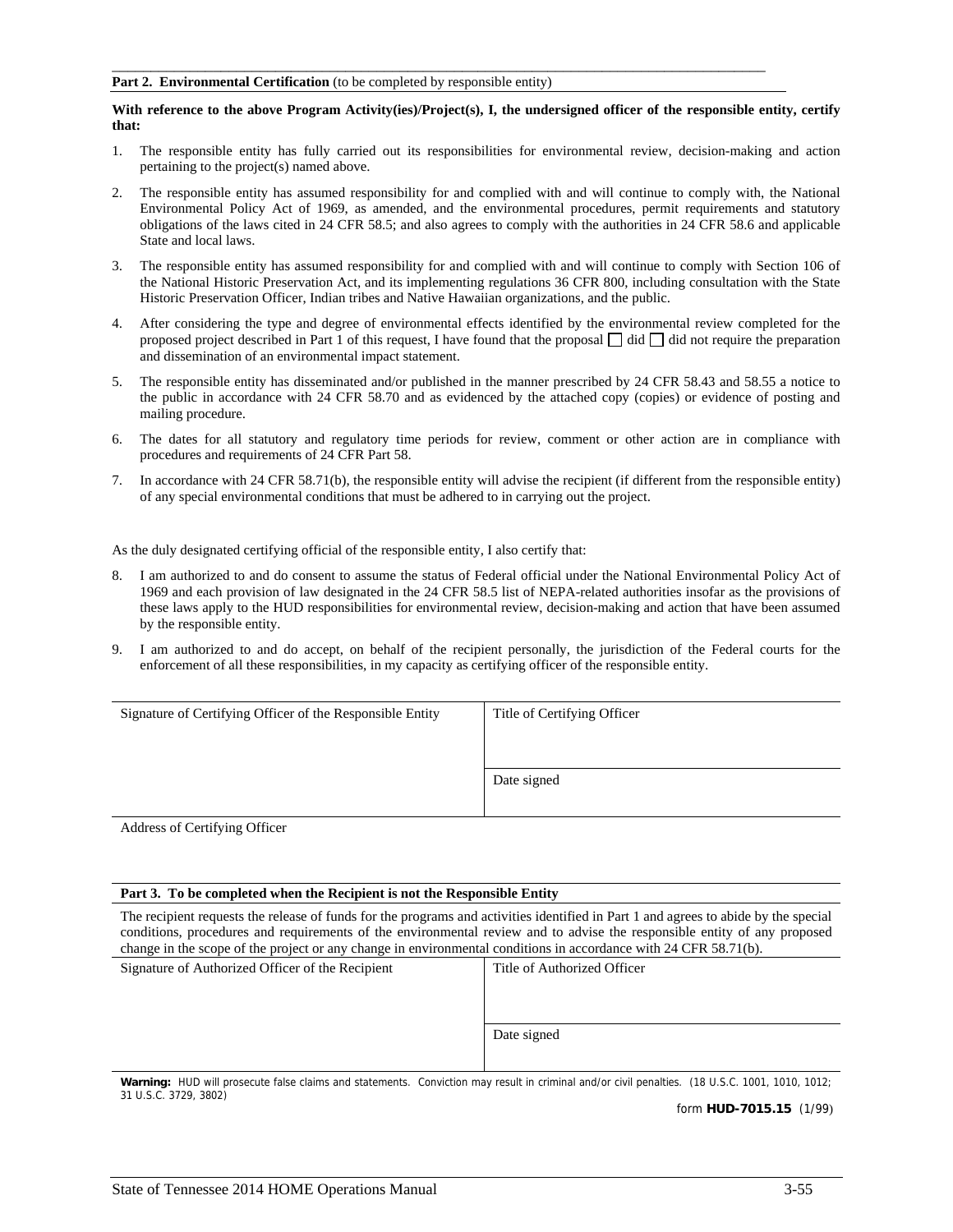**Part 2. Environmental Certification** (to be completed by responsible entity)

**With reference to the above Program Activity(ies)/Project(s), I, the undersigned officer of the responsible entity, certify that:**

1. The responsible entity has fully carried out its responsibilities for environmental review, decision-making and action pertaining to the project(s) named above.
2. The responsible entity has assumed responsibility for and complied with and will continue to comply with, the National Environmental Policy Act of 1969, as amended, and the environmental procedures, permit requirements and statutory obligations of the laws cited in 24 CFR 58.5; and also agrees to comply with the authorities in 24 CFR 58.6 and applicable State and local laws.
3. The responsible entity has assumed responsibility for and complied with and will continue to comply with Section 106 of the National Historic Preservation Act, and its implementing regulations 36 CFR 800, including consultation with the State Historic Preservation Officer, Indian tribes and Native Hawaiian organizations, and the public.
4. After considering the type and degree of environmental effects identified by the environmental review completed for the proposed project described in Part 1 of this request, I have found that the proposal ☐ did ☐ did not require the preparation and dissemination of an environmental impact statement.
5. The responsible entity has disseminated and/or published in the manner prescribed by 24 CFR 58.43 and 58.55 a notice to the public in accordance with 24 CFR 58.70 and as evidenced by the attached copy (copies) or evidence of posting and mailing procedure.
6. The dates for all statutory and regulatory time periods for review, comment or other action are in compliance with procedures and requirements of 24 CFR Part 58.
7. In accordance with 24 CFR 58.71(b), the responsible entity will advise the recipient (if different from the responsible entity) of any special environmental conditions that must be adhered to in carrying out the project.

As the duly designated certifying official of the responsible entity, I also certify that:

8. I am authorized to and do consent to assume the status of Federal official under the National Environmental Policy Act of 1969 and each provision of law designated in the 24 CFR 58.5 list of NEPA-related authorities insofar as the provisions of these laws apply to the HUD responsibilities for environmental review, decision-making and action that have been assumed by the responsible entity.
9. I am authorized to and do accept, on behalf of the recipient personally, the jurisdiction of the Federal courts for the enforcement of all these responsibilities, in my capacity as certifying officer of the responsible entity.

| | |
|---|---|
| Signature of Certifying Officer of the Responsible Entity | Title of Certifying Officer |
| | Date signed |

Address of Certifying Officer

**Part 3. To be completed when the Recipient is not the Responsible Entity**

The recipient requests the release of funds for the programs and activities identified in Part 1 and agrees to abide by the special conditions, procedures and requirements of the environmental review and to advise the responsible entity of any proposed change in the scope of the project or any change in environmental conditions in accordance with 24 CFR 58.71(b).

| | |
|---|---|
| Signature of Authorized Officer of the Recipient | Title of Authorized Officer |
| | Date signed |

**Warning:** HUD will prosecute false claims and statements. Conviction may result in criminal and/or civil penalties. (18 U.S.C. 1001, 1010, 1012; 31 U.S.C. 3729, 3802)

form **HUD-7015.15** (1/99)